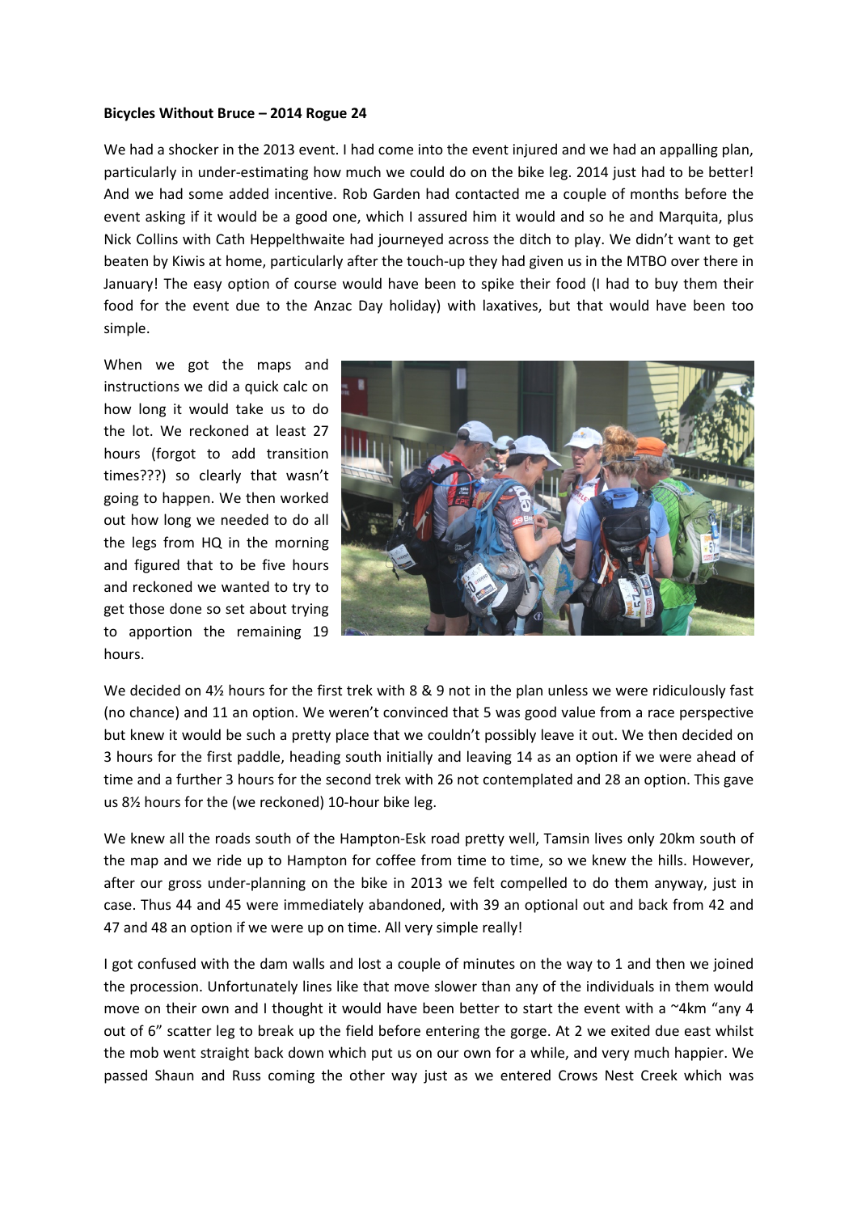**Bicycles Without Bruce – 2014 Rogue 24**

We had a shocker in the 2013 event. I had come into the event injured and we had an appalling plan, particularly in under-estimating how much we could do on the bike leg. 2014 just had to be better! And we had some added incentive. Rob Garden had contacted me a couple of months before the event asking if it would be a good one, which I assured him it would and so he and Marquita, plus Nick Collins with Cath Heppelthwaite had journeyed across the ditch to play. We didn't want to get beaten by Kiwis at home, particularly after the touch-up they had given us in the MTBO over there in January! The easy option of course would have been to spike their food (I had to buy them their food for the event due to the Anzac Day holiday) with laxatives, but that would have been too simple.

When we got the maps and instructions we did a quick calc on how long it would take us to do the lot. We reckoned at least 27 hours (forgot to add transition times???) so clearly that wasn't going to happen. We then worked out how long we needed to do all the legs from HQ in the morning and figured that to be five hours and reckoned we wanted to try to get those done so set about trying to apportion the remaining 19 hours.

We decided on 4½ hours for the first trek with 8 & 9 not in the plan unless we were ridiculously fast (no chance) and 11 an option. We weren't convinced that 5 was good value from a race perspective but knew it would be such a pretty place that we couldn't possibly leave it out. We then decided on 3 hours for the first paddle, heading south initially and leaving 14 as an option if we were ahead of time and a further 3 hours for the second trek with 26 not contemplated and 28 an option. This gave us 8½ hours for the (we reckoned) 10-hour bike leg.

We knew all the roads south of the Hampton-Esk road pretty well, Tamsin lives only 20km south of the map and we ride up to Hampton for coffee from time to time, so we knew the hills. However, after our gross under-planning on the bike in 2013 we felt compelled to do them anyway, just in case. Thus 44 and 45 were immediately abandoned, with 39 an optional out and back from 42 and 47 and 48 an option if we were up on time. All very simple really!

I got confused with the dam walls and lost a couple of minutes on the way to 1 and then we joined the procession. Unfortunately lines like that move slower than any of the individuals in them would move on their own and I thought it would have been better to start the event with a ~4km "any 4 out of 6" scatter leg to break up the field before entering the gorge. At 2 we exited due east whilst the mob went straight back down which put us on our own for a while, and very much happier. We passed Shaun and Russ coming the other way just as we entered Crows Nest Creek which was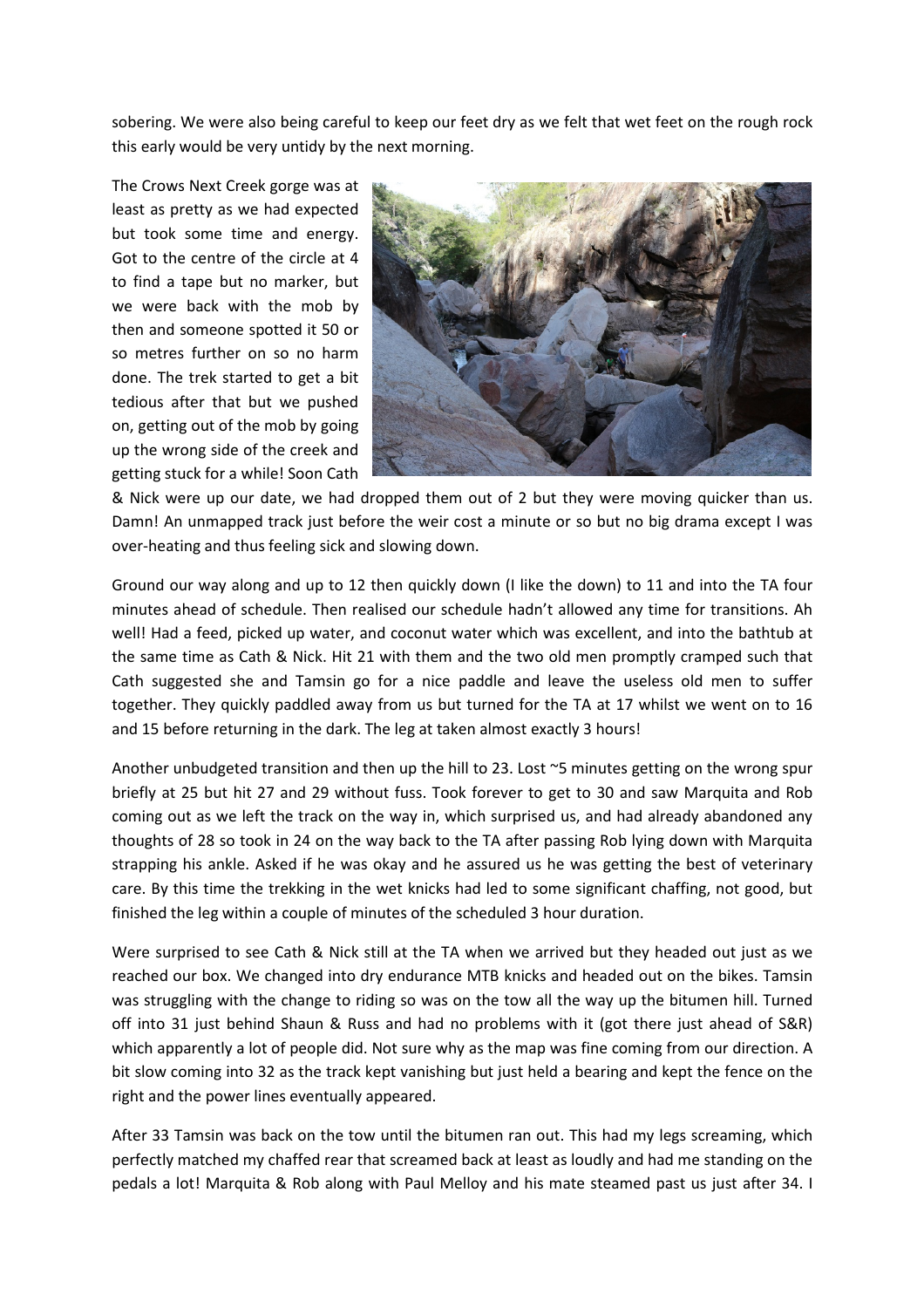sobering. We were also being careful to keep our feet dry as we felt that wet feet on the rough rock this early would be very untidy by the next morning.

The Crows Next Creek gorge was at least as pretty as we had expected but took some time and energy. Got to the centre of the circle at 4 to find a tape but no marker, but we were back with the mob by then and someone spotted it 50 or so metres further on so no harm done. The trek started to get a bit tedious after that but we pushed on, getting out of the mob by going up the wrong side of the creek and getting stuck for a while! Soon Cath & Nick were up our date, we had dropped them out of 2 but they were moving quicker than us. Damn! An unmapped track just before the weir cost a minute or so but no big drama except I was over-heating and thus feeling sick and slowing down.

Ground our way along and up to 12 then quickly down (I like the down) to 11 and into the TA four minutes ahead of schedule. Then realised our schedule hadn't allowed any time for transitions. Ah well! Had a feed, picked up water, and coconut water which was excellent, and into the bathtub at the same time as Cath & Nick. Hit 21 with them and the two old men promptly cramped such that Cath suggested she and Tamsin go for a nice paddle and leave the useless old men to suffer together. They quickly paddled away from us but turned for the TA at 17 whilst we went on to 16 and 15 before returning in the dark. The leg at taken almost exactly 3 hours!

Another unbudgeted transition and then up the hill to 23. Lost ~5 minutes getting on the wrong spur briefly at 25 but hit 27 and 29 without fuss. Took forever to get to 30 and saw Marquita and Rob coming out as we left the track on the way in, which surprised us, and had already abandoned any thoughts of 28 so took in 24 on the way back to the TA after passing Rob lying down with Marquita strapping his ankle. Asked if he was okay and he assured us he was getting the best of veterinary care. By this time the trekking in the wet knicks had led to some significant chaffing, not good, but finished the leg within a couple of minutes of the scheduled 3 hour duration.

Were surprised to see Cath & Nick still at the TA when we arrived but they headed out just as we reached our box. We changed into dry endurance MTB knicks and headed out on the bikes. Tamsin was struggling with the change to riding so was on the tow all the way up the bitumen hill. Turned off into 31 just behind Shaun & Russ and had no problems with it (got there just ahead of S&R) which apparently a lot of people did. Not sure why as the map was fine coming from our direction. A bit slow coming into 32 as the track kept vanishing but just held a bearing and kept the fence on the right and the power lines eventually appeared.

After 33 Tamsin was back on the tow until the bitumen ran out. This had my legs screaming, which perfectly matched my chaffed rear that screamed back at least as loudly and had me standing on the pedals a lot! Marquita & Rob along with Paul Melloy and his mate steamed past us just after 34. I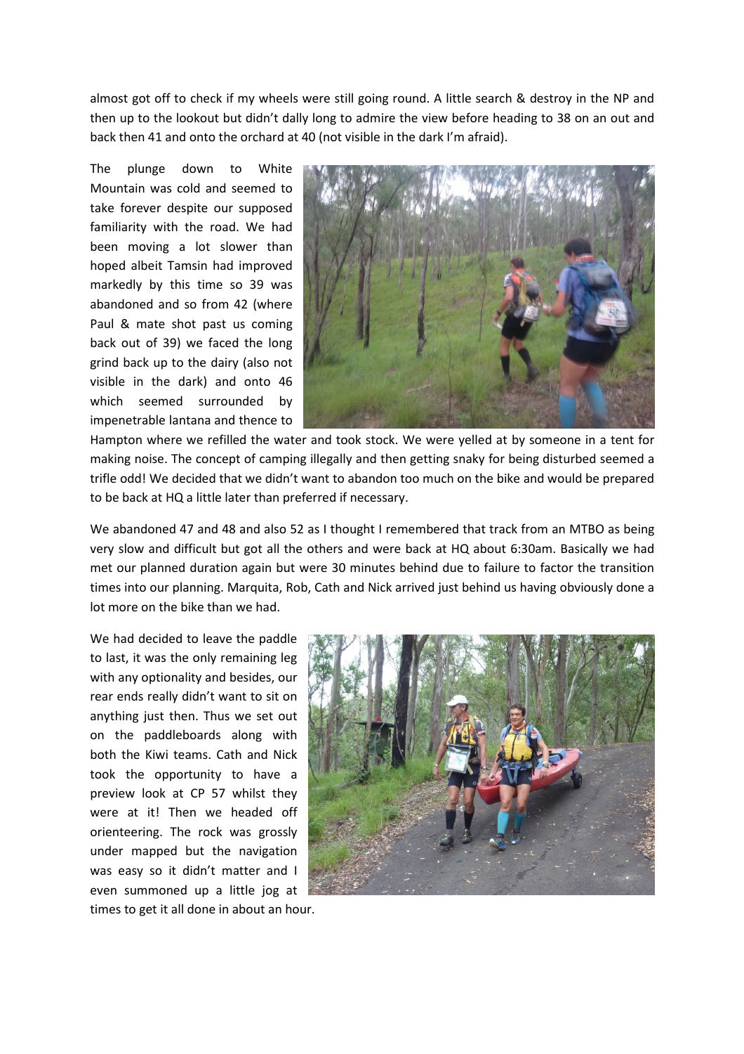almost got off to check if my wheels were still going round. A little search & destroy in the NP and then up to the lookout but didn't dally long to admire the view before heading to 38 on an out and back then 41 and onto the orchard at 40 (not visible in the dark I'm afraid).

The plunge down to White Mountain was cold and seemed to take forever despite our supposed familiarity with the road. We had been moving a lot slower than hoped albeit Tamsin had improved markedly by this time so 39 was abandoned and so from 42 (where Paul & mate shot past us coming back out of 39) we faced the long grind back up to the dairy (also not visible in the dark) and onto 46 which seemed surrounded by impenetrable lantana and thence to Hampton where we refilled the water and took stock. We were yelled at by someone in a tent for making noise. The concept of camping illegally and then getting snaky for being disturbed seemed a trifle odd! We decided that we didn't want to abandon too much on the bike and would be prepared to be back at HQ a little later than preferred if necessary.

We abandoned 47 and 48 and also 52 as I thought I remembered that track from an MTBO as being very slow and difficult but got all the others and were back at HQ about 6:30am. Basically we had met our planned duration again but were 30 minutes behind due to failure to factor the transition times into our planning. Marquita, Rob, Cath and Nick arrived just behind us having obviously done a lot more on the bike than we had.

We had decided to leave the paddle to last, it was the only remaining leg with any optionality and besides, our rear ends really didn't want to sit on anything just then. Thus we set out on the paddleboards along with both the Kiwi teams. Cath and Nick took the opportunity to have a preview look at CP 57 whilst they were at it! Then we headed off orienteering. The rock was grossly under mapped but the navigation was easy so it didn't matter and I even summoned up a little jog at times to get it all done in about an hour.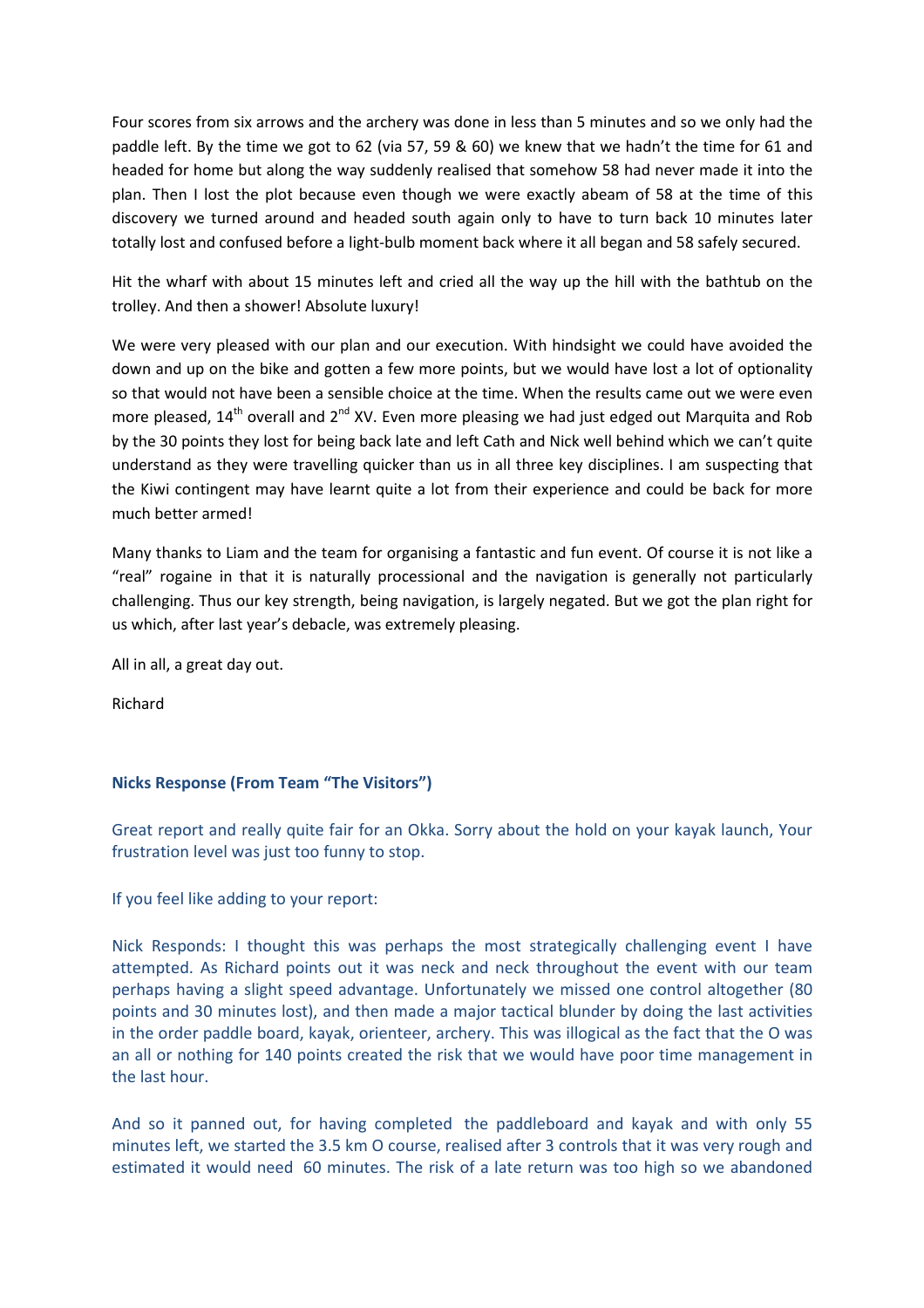Four scores from six arrows and the archery was done in less than 5 minutes and so we only had the paddle left. By the time we got to 62 (via 57, 59 & 60) we knew that we hadn't the time for 61 and headed for home but along the way suddenly realised that somehow 58 had never made it into the plan. Then I lost the plot because even though we were exactly abeam of 58 at the time of this discovery we turned around and headed south again only to have to turn back 10 minutes later totally lost and confused before a light-bulb moment back where it all began and 58 safely secured.

Hit the wharf with about 15 minutes left and cried all the way up the hill with the bathtub on the trolley. And then a shower! Absolute luxury!

We were very pleased with our plan and our execution. With hindsight we could have avoided the down and up on the bike and gotten a few more points, but we would have lost a lot of optionality so that would not have been a sensible choice at the time. When the results came out we were even more pleased, 14th overall and 2nd XV. Even more pleasing we had just edged out Marquita and Rob by the 30 points they lost for being back late and left Cath and Nick well behind which we can't quite understand as they were travelling quicker than us in all three key disciplines. I am suspecting that the Kiwi contingent may have learnt quite a lot from their experience and could be back for more much better armed!

Many thanks to Liam and the team for organising a fantastic and fun event. Of course it is not like a "real" rogaine in that it is naturally processional and the navigation is generally not particularly challenging. Thus our key strength, being navigation, is largely negated. But we got the plan right for us which, after last year's debacle, was extremely pleasing.

All in all, a great day out.

Richard

### Nicks Response (From Team "The Visitors")

Great report and really quite fair for an Okka. Sorry about the hold on your kayak launch, Your frustration level was just too funny to stop.

If you feel like adding to your report:

Nick Responds: I thought this was perhaps the most strategically challenging event I have attempted. As Richard points out it was neck and neck throughout the event with our team perhaps having a slight speed advantage. Unfortunately we missed one control altogether (80 points and 30 minutes lost), and then made a major tactical blunder by doing the last activities in the order paddle board, kayak, orienteer, archery. This was illogical as the fact that the O was an all or nothing for 140 points created the risk that we would have poor time management in the last hour.

And so it panned out, for having completed the paddleboard and kayak and with only 55 minutes left, we started the 3.5 km O course, realised after 3 controls that it was very rough and estimated it would need 60 minutes. The risk of a late return was too high so we abandoned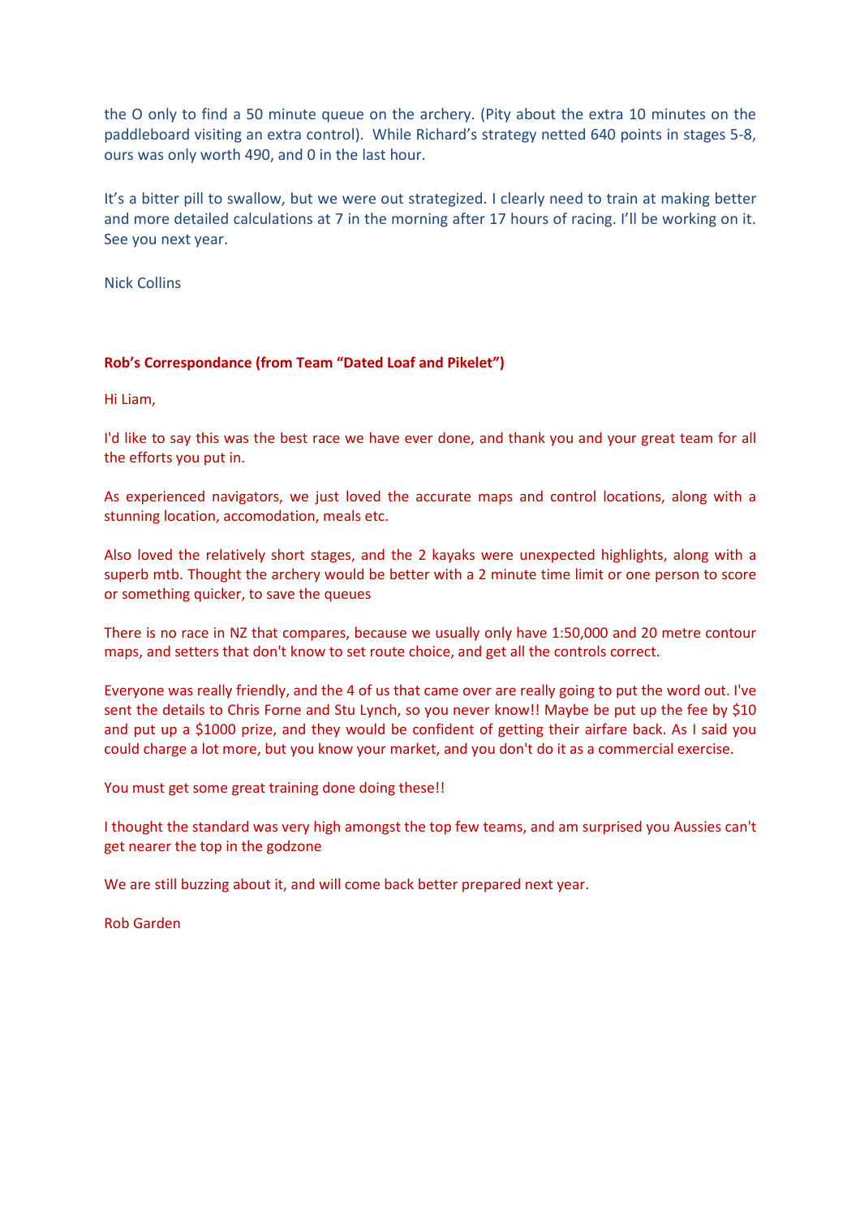the O only to find a 50 minute queue on the archery. (Pity about the extra 10 minutes on the paddleboard visiting an extra control). While Richard's strategy netted 640 points in stages 5-8, ours was only worth 490, and 0 in the last hour.

It's a bitter pill to swallow, but we were out strategized. I clearly need to train at making better and more detailed calculations at 7 in the morning after 17 hours of racing. I'll be working on it. See you next year.

Nick Collins

**Rob's Correspondance (from Team "Dated Loaf and Pikelet")**

Hi Liam,

I'd like to say this was the best race we have ever done, and thank you and your great team for all the efforts you put in.

As experienced navigators, we just loved the accurate maps and control locations, along with a stunning location, accomodation, meals etc.

Also loved the relatively short stages, and the 2 kayaks were unexpected highlights, along with a superb mtb. Thought the archery would be better with a 2 minute time limit or one person to score or something quicker, to save the queues

There is no race in NZ that compares, because we usually only have 1:50,000 and 20 metre contour maps, and setters that don't know to set route choice, and get all the controls correct.

Everyone was really friendly, and the 4 of us that came over are really going to put the word out. I've sent the details to Chris Forne and Stu Lynch, so you never know!! Maybe be put up the fee by $10 and put up a $1000 prize, and they would be confident of getting their airfare back. As I said you could charge a lot more, but you know your market, and you don't do it as a commercial exercise.

You must get some great training done doing these!!

I thought the standard was very high amongst the top few teams, and am surprised you Aussies can't get nearer the top in the godzone

We are still buzzing about it, and will come back better prepared next year.

Rob Garden